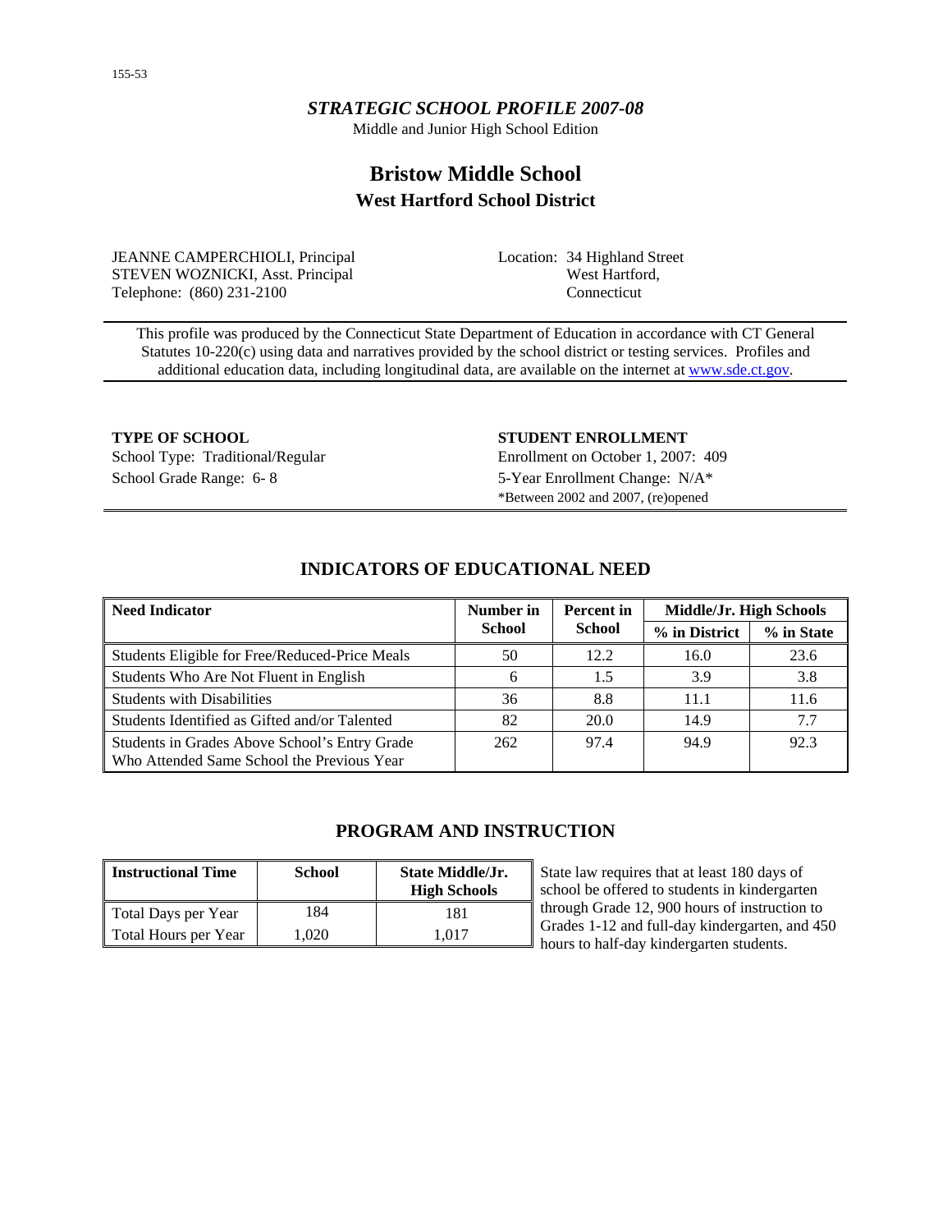# *STRATEGIC SCHOOL PROFILE 2007-08*

Middle and Junior High School Edition

## Bristow Middle School

### West Hartford School District

JEANNE CAMPERCHIOLI, Principal
STEVEN WOZNICKI, Asst. Principal
Telephone: (860) 231-2100

Location: 34 Highland Street
West Hartford,
Connecticut

This profile was produced by the Connecticut State Department of Education in accordance with CT General Statutes 10-220(c) using data and narratives provided by the school district or testing services. Profiles and additional education data, including longitudinal data, are available on the internet at www.sde.ct.gov.

**TYPE OF SCHOOL**
School Type: Traditional/Regular
School Grade Range: 6- 8

**STUDENT ENROLLMENT**
Enrollment on October 1, 2007: 409
5-Year Enrollment Change: N/A*
*Between 2002 and 2007, (re)opened

## INDICATORS OF EDUCATIONAL NEED

| Need Indicator | Number in School | Percent in School | Middle/Jr. High Schools | |
|---|---|---|---|---|
| | | | % in District | % in State |
| Students Eligible for Free/Reduced-Price Meals | 50 | 12.2 | 16.0 | 23.6 |
| Students Who Are Not Fluent in English | 6 | 1.5 | 3.9 | 3.8 |
| Students with Disabilities | 36 | 8.8 | 11.1 | 11.6 |
| Students Identified as Gifted and/or Talented | 82 | 20.0 | 14.9 | 7.7 |
| Students in Grades Above School's Entry Grade Who Attended Same School the Previous Year | 262 | 97.4 | 94.9 | 92.3 |

## PROGRAM AND INSTRUCTION

| Instructional Time | School | State Middle/Jr. High Schools |
|---|---|---|
| Total Days per Year | 184 | 181 |
| Total Hours per Year | 1,020 | 1,017 |

State law requires that at least 180 days of school be offered to students in kindergarten through Grade 12, 900 hours of instruction to Grades 1-12 and full-day kindergarten, and 450 hours to half-day kindergarten students.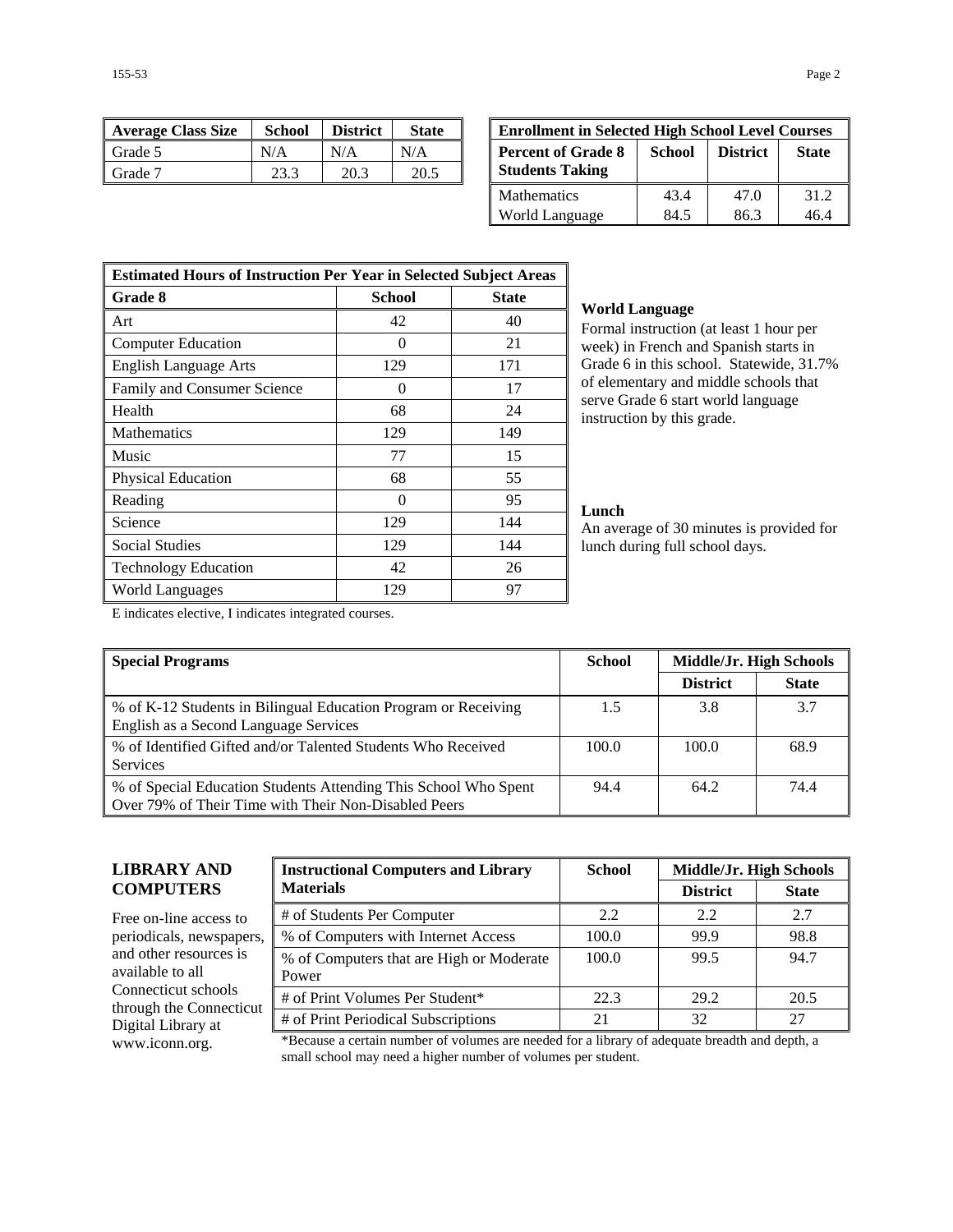| Average Class Size | School | District | State |
|---|---|---|---|
| Grade 5 | N/A | N/A | N/A |
| Grade 7 | 23.3 | 20.3 | 20.5 |

| Enrollment in Selected High School Level Courses | | | |
|---|---|---|---|
| **Percent of Grade 8 Students Taking** | **School** | **District** | **State** |
| Mathematics | 43.4 | 47.0 | 31.2 |
| World Language | 84.5 | 86.3 | 46.4 |

| Estimated Hours of Instruction Per Year in Selected Subject Areas | | |
|---|---|---|
| **Grade 8** | **School** | **State** |
| Art | 42 | 40 |
| Computer Education | 0 | 21 |
| English Language Arts | 129 | 171 |
| Family and Consumer Science | 0 | 17 |
| Health | 68 | 24 |
| Mathematics | 129 | 149 |
| Music | 77 | 15 |
| Physical Education | 68 | 55 |
| Reading | 0 | 95 |
| Science | 129 | 144 |
| Social Studies | 129 | 144 |
| Technology Education | 42 | 26 |
| World Languages | 129 | 97 |

E indicates elective, I indicates integrated courses.

**World Language**

Formal instruction (at least 1 hour per week) in French and Spanish starts in Grade 6 in this school. Statewide, 31.7% of elementary and middle schools that serve Grade 6 start world language instruction by this grade.

**Lunch**

An average of 30 minutes is provided for lunch during full school days.

| Special Programs | School | Middle/Jr. High Schools | |
|---|---|---|---|
| | | **District** | **State** |
| % of K-12 Students in Bilingual Education Program or Receiving English as a Second Language Services | 1.5 | 3.8 | 3.7 |
| % of Identified Gifted and/or Talented Students Who Received Services | 100.0 | 100.0 | 68.9 |
| % of Special Education Students Attending This School Who Spent Over 79% of Their Time with Their Non-Disabled Peers | 94.4 | 64.2 | 74.4 |

## LIBRARY AND COMPUTERS

Free on-line access to periodicals, newspapers, and other resources is available to all Connecticut schools through the Connecticut Digital Library at www.iconn.org.

| Instructional Computers and Library Materials | School | Middle/Jr. High Schools | |
|---|---|---|---|
| | | **District** | **State** |
| # of Students Per Computer | 2.2 | 2.2 | 2.7 |
| % of Computers with Internet Access | 100.0 | 99.9 | 98.8 |
| % of Computers that are High or Moderate Power | 100.0 | 99.5 | 94.7 |
| # of Print Volumes Per Student* | 22.3 | 29.2 | 20.5 |
| # of Print Periodical Subscriptions | 21 | 32 | 27 |

*Because a certain number of volumes are needed for a library of adequate breadth and depth, a small school may need a higher number of volumes per student.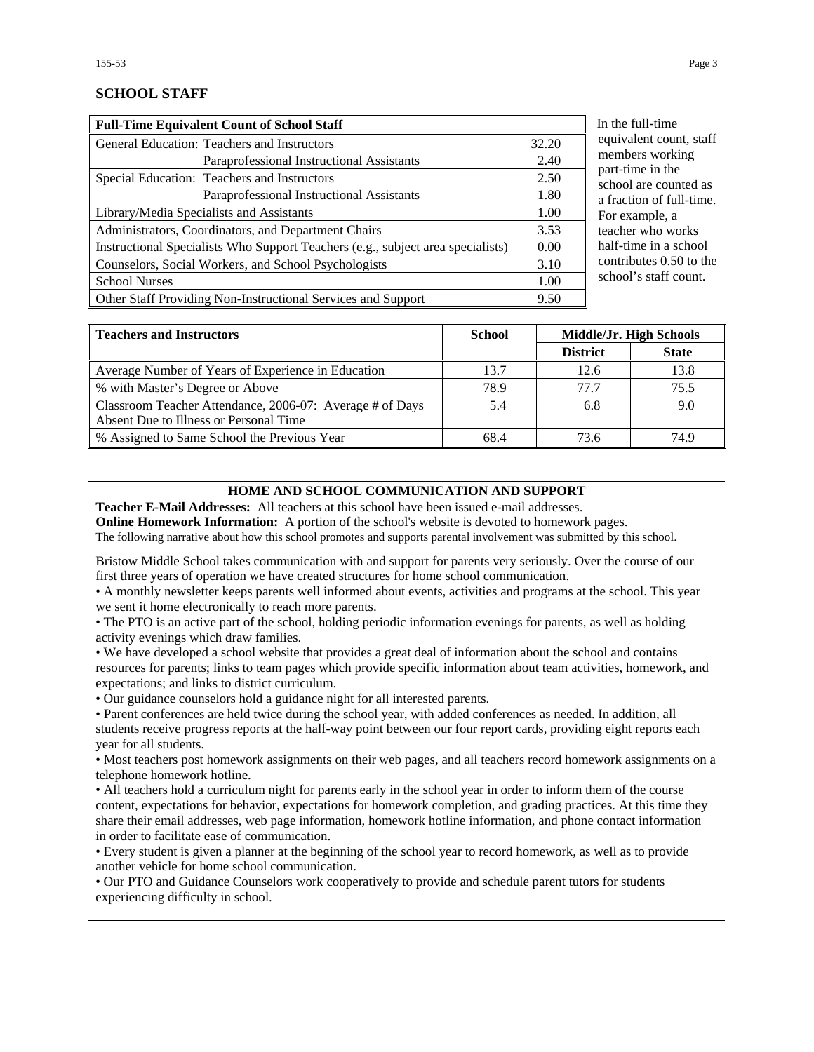## SCHOOL STAFF

| Full-Time Equivalent Count of School Staff | |
|---|---|
| General Education: Teachers and Instructors | 32.20 |
| Paraprofessional Instructional Assistants | 2.40 |
| Special Education: Teachers and Instructors | 2.50 |
| Paraprofessional Instructional Assistants | 1.80 |
| Library/Media Specialists and Assistants | 1.00 |
| Administrators, Coordinators, and Department Chairs | 3.53 |
| Instructional Specialists Who Support Teachers (e.g., subject area specialists) | 0.00 |
| Counselors, Social Workers, and School Psychologists | 3.10 |
| School Nurses | 1.00 |
| Other Staff Providing Non-Instructional Services and Support | 9.50 |

In the full-time equivalent count, staff members working part-time in the school are counted as a fraction of full-time. For example, a teacher who works half-time in a school contributes 0.50 to the school's staff count.

| Teachers and Instructors | School | Middle/Jr. High Schools | |
|---|---|---|---|
| | | District | State |
| Average Number of Years of Experience in Education | 13.7 | 12.6 | 13.8 |
| % with Master's Degree or Above | 78.9 | 77.7 | 75.5 |
| Classroom Teacher Attendance, 2006-07: Average # of Days Absent Due to Illness or Personal Time | 5.4 | 6.8 | 9.0 |
| % Assigned to Same School the Previous Year | 68.4 | 73.6 | 74.9 |

## HOME AND SCHOOL COMMUNICATION AND SUPPORT

**Teacher E-Mail Addresses:** All teachers at this school have been issued e-mail addresses.

**Online Homework Information:** A portion of the school's website is devoted to homework pages.

The following narrative about how this school promotes and supports parental involvement was submitted by this school.

Bristow Middle School takes communication with and support for parents very seriously. Over the course of our first three years of operation we have created structures for home school communication.

• A monthly newsletter keeps parents well informed about events, activities and programs at the school. This year we sent it home electronically to reach more parents.

• The PTO is an active part of the school, holding periodic information evenings for parents, as well as holding activity evenings which draw families.

• We have developed a school website that provides a great deal of information about the school and contains resources for parents; links to team pages which provide specific information about team activities, homework, and expectations; and links to district curriculum.

• Our guidance counselors hold a guidance night for all interested parents.

• Parent conferences are held twice during the school year, with added conferences as needed. In addition, all students receive progress reports at the half-way point between our four report cards, providing eight reports each year for all students.

• Most teachers post homework assignments on their web pages, and all teachers record homework assignments on a telephone homework hotline.

• All teachers hold a curriculum night for parents early in the school year in order to inform them of the course content, expectations for behavior, expectations for homework completion, and grading practices. At this time they share their email addresses, web page information, homework hotline information, and phone contact information in order to facilitate ease of communication.

• Every student is given a planner at the beginning of the school year to record homework, as well as to provide another vehicle for home school communication.

• Our PTO and Guidance Counselors work cooperatively to provide and schedule parent tutors for students experiencing difficulty in school.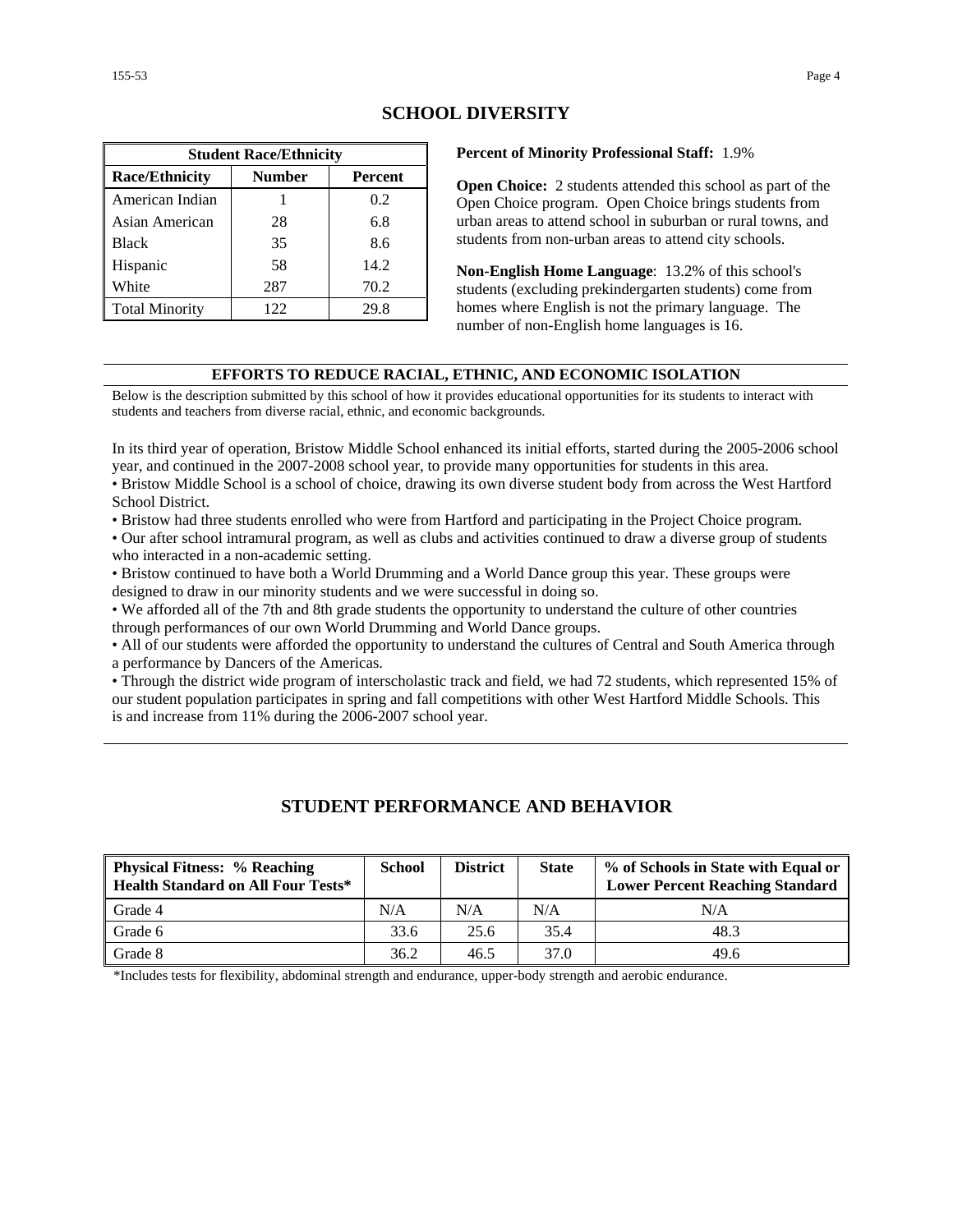# SCHOOL DIVERSITY

| Student Race/Ethnicity | | |
|---|---|---|
| **Race/Ethnicity** | **Number** | **Percent** |
| American Indian | 1 | 0.2 |
| Asian American | 28 | 6.8 |
| Black | 35 | 8.6 |
| Hispanic | 58 | 14.2 |
| White | 287 | 70.2 |
| Total Minority | 122 | 29.8 |

**Percent of Minority Professional Staff:** 1.9%

**Open Choice:** 2 students attended this school as part of the Open Choice program. Open Choice brings students from urban areas to attend school in suburban or rural towns, and students from non-urban areas to attend city schools.

**Non-English Home Language**: 13.2% of this school's students (excluding prekindergarten students) come from homes where English is not the primary language. The number of non-English home languages is 16.

## EFFORTS TO REDUCE RACIAL, ETHNIC, AND ECONOMIC ISOLATION

Below is the description submitted by this school of how it provides educational opportunities for its students to interact with students and teachers from diverse racial, ethnic, and economic backgrounds.

In its third year of operation, Bristow Middle School enhanced its initial efforts, started during the 2005-2006 school year, and continued in the 2007-2008 school year, to provide many opportunities for students in this area.
• Bristow Middle School is a school of choice, drawing its own diverse student body from across the West Hartford School District.
• Bristow had three students enrolled who were from Hartford and participating in the Project Choice program.
• Our after school intramural program, as well as clubs and activities continued to draw a diverse group of students who interacted in a non-academic setting.
• Bristow continued to have both a World Drumming and a World Dance group this year. These groups were designed to draw in our minority students and we were successful in doing so.
• We afforded all of the 7th and 8th grade students the opportunity to understand the culture of other countries through performances of our own World Drumming and World Dance groups.
• All of our students were afforded the opportunity to understand the cultures of Central and South America through a performance by Dancers of the Americas.
• Through the district wide program of interscholastic track and field, we had 72 students, which represented 15% of our student population participates in spring and fall competitions with other West Hartford Middle Schools. This is and increase from 11% during the 2006-2007 school year.

# STUDENT PERFORMANCE AND BEHAVIOR

| Physical Fitness: % Reaching Health Standard on All Four Tests* | School | District | State | % of Schools in State with Equal or Lower Percent Reaching Standard |
|---|---|---|---|---|
| Grade 4 | N/A | N/A | N/A | N/A |
| Grade 6 | 33.6 | 25.6 | 35.4 | 48.3 |
| Grade 8 | 36.2 | 46.5 | 37.0 | 49.6 |

*Includes tests for flexibility, abdominal strength and endurance, upper-body strength and aerobic endurance.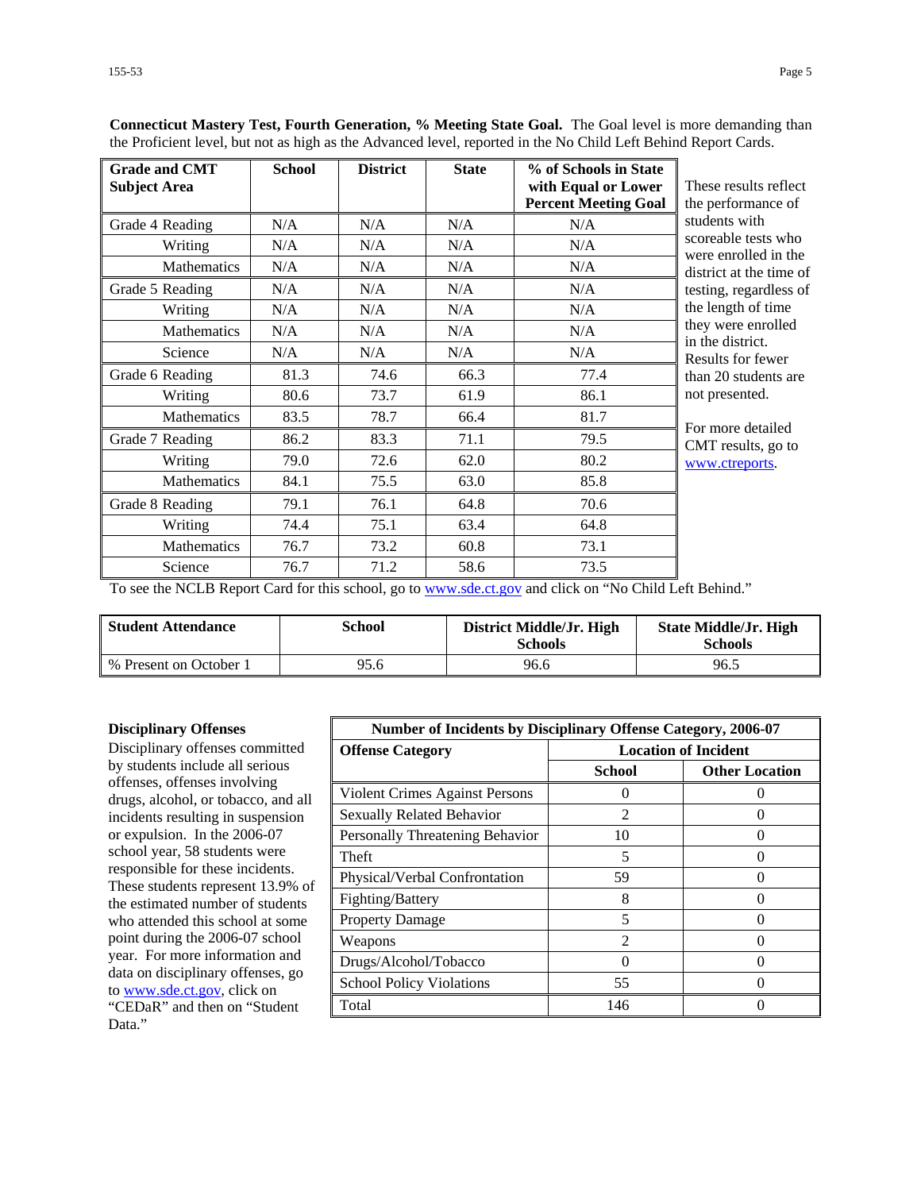**Connecticut Mastery Test, Fourth Generation, % Meeting State Goal.** The Goal level is more demanding than the Proficient level, but not as high as the Advanced level, reported in the No Child Left Behind Report Cards.

| Grade and CMT Subject Area | School | District | State | % of Schools in State with Equal or Lower Percent Meeting Goal |
|---|---|---|---|---|
| Grade 4 Reading | N/A | N/A | N/A | N/A |
| Writing | N/A | N/A | N/A | N/A |
| Mathematics | N/A | N/A | N/A | N/A |
| Grade 5 Reading | N/A | N/A | N/A | N/A |
| Writing | N/A | N/A | N/A | N/A |
| Mathematics | N/A | N/A | N/A | N/A |
| Science | N/A | N/A | N/A | N/A |
| Grade 6 Reading | 81.3 | 74.6 | 66.3 | 77.4 |
| Writing | 80.6 | 73.7 | 61.9 | 86.1 |
| Mathematics | 83.5 | 78.7 | 66.4 | 81.7 |
| Grade 7 Reading | 86.2 | 83.3 | 71.1 | 79.5 |
| Writing | 79.0 | 72.6 | 62.0 | 80.2 |
| Mathematics | 84.1 | 75.5 | 63.0 | 85.8 |
| Grade 8 Reading | 79.1 | 76.1 | 64.8 | 70.6 |
| Writing | 74.4 | 75.1 | 63.4 | 64.8 |
| Mathematics | 76.7 | 73.2 | 60.8 | 73.1 |
| Science | 76.7 | 71.2 | 58.6 | 73.5 |

These results reflect the performance of students with scoreable tests who were enrolled in the district at the time of testing, regardless of the length of time they were enrolled in the district. Results for fewer than 20 students are not presented.

For more detailed CMT results, go to www.ctreports.

To see the NCLB Report Card for this school, go to www.sde.ct.gov and click on "No Child Left Behind."

| Student Attendance | School | District Middle/Jr. High Schools | State Middle/Jr. High Schools |
|---|---|---|---|
| % Present on October 1 | 95.6 | 96.6 | 96.5 |

**Disciplinary Offenses**

Disciplinary offenses committed by students include all serious offenses, offenses involving drugs, alcohol, or tobacco, and all incidents resulting in suspension or expulsion. In the 2006-07 school year, 58 students were responsible for these incidents. These students represent 13.9% of the estimated number of students who attended this school at some point during the 2006-07 school year. For more information and data on disciplinary offenses, go to www.sde.ct.gov, click on "CEDaR" and then on "Student Data."

| Number of Incidents by Disciplinary Offense Category, 2006-07 | | |
|---|---|---|
| **Offense Category** | **Location of Incident** | |
| | **School** | **Other Location** |
| Violent Crimes Against Persons | 0 | 0 |
| Sexually Related Behavior | 2 | 0 |
| Personally Threatening Behavior | 10 | 0 |
| Theft | 5 | 0 |
| Physical/Verbal Confrontation | 59 | 0 |
| Fighting/Battery | 8 | 0 |
| Property Damage | 5 | 0 |
| Weapons | 2 | 0 |
| Drugs/Alcohol/Tobacco | 0 | 0 |
| School Policy Violations | 55 | 0 |
| Total | 146 | 0 |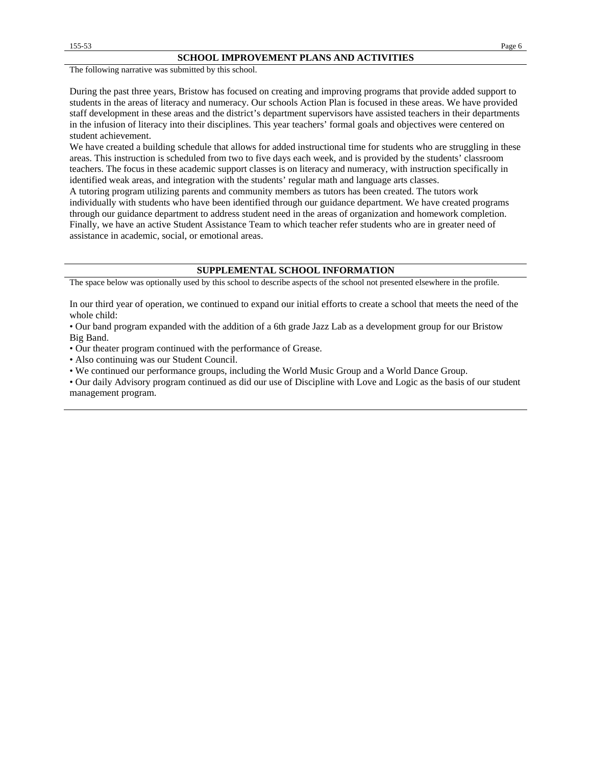## SCHOOL IMPROVEMENT PLANS AND ACTIVITIES

The following narrative was submitted by this school.

During the past three years, Bristow has focused on creating and improving programs that provide added support to students in the areas of literacy and numeracy. Our schools Action Plan is focused in these areas. We have provided staff development in these areas and the district's department supervisors have assisted teachers in their departments in the infusion of literacy into their disciplines. This year teachers' formal goals and objectives were centered on student achievement.

We have created a building schedule that allows for added instructional time for students who are struggling in these areas. This instruction is scheduled from two to five days each week, and is provided by the students' classroom teachers. The focus in these academic support classes is on literacy and numeracy, with instruction specifically in identified weak areas, and integration with the students' regular math and language arts classes.

A tutoring program utilizing parents and community members as tutors has been created. The tutors work individually with students who have been identified through our guidance department. We have created programs through our guidance department to address student need in the areas of organization and homework completion. Finally, we have an active Student Assistance Team to which teacher refer students who are in greater need of assistance in academic, social, or emotional areas.

## SUPPLEMENTAL SCHOOL INFORMATION

The space below was optionally used by this school to describe aspects of the school not presented elsewhere in the profile.

In our third year of operation, we continued to expand our initial efforts to create a school that meets the need of the whole child:

- Our band program expanded with the addition of a 6th grade Jazz Lab as a development group for our Bristow Big Band.
- Our theater program continued with the performance of Grease.
- Also continuing was our Student Council.
- We continued our performance groups, including the World Music Group and a World Dance Group.
- Our daily Advisory program continued as did our use of Discipline with Love and Logic as the basis of our student management program.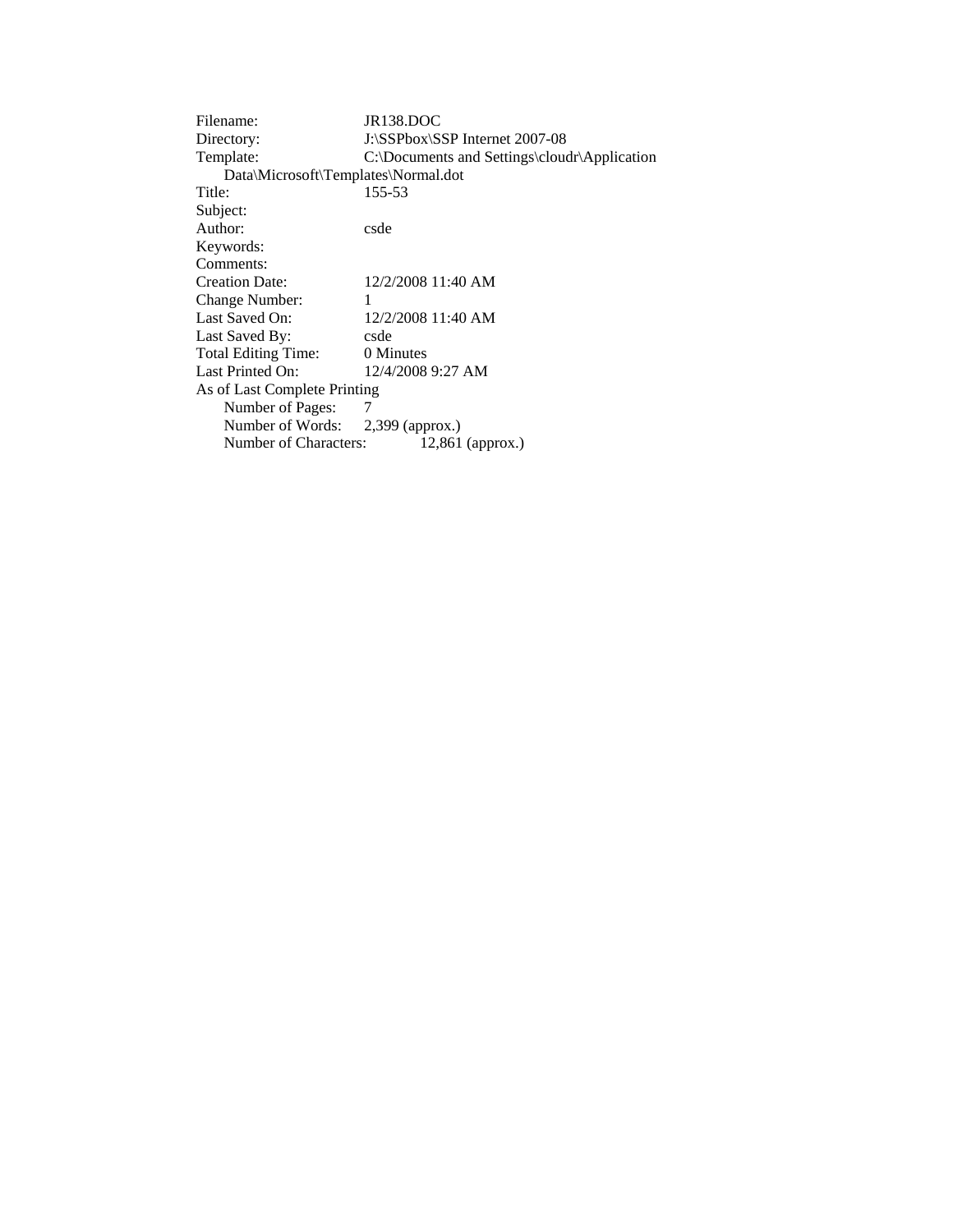Filename: JR138.DOC
Directory: J:\SSPbox\SSP Internet 2007-08
Template: C:\Documents and Settings\cloudr\Application Data\Microsoft\Templates\Normal.dot
Title: 155-53
Subject:
Author: csde
Keywords:
Comments:
Creation Date: 12/2/2008 11:40 AM
Change Number: 1
Last Saved On: 12/2/2008 11:40 AM
Last Saved By: csde
Total Editing Time: 0 Minutes
Last Printed On: 12/4/2008 9:27 AM
As of Last Complete Printing
Number of Pages: 7
Number of Words: 2,399 (approx.)
Number of Characters: 12,861 (approx.)